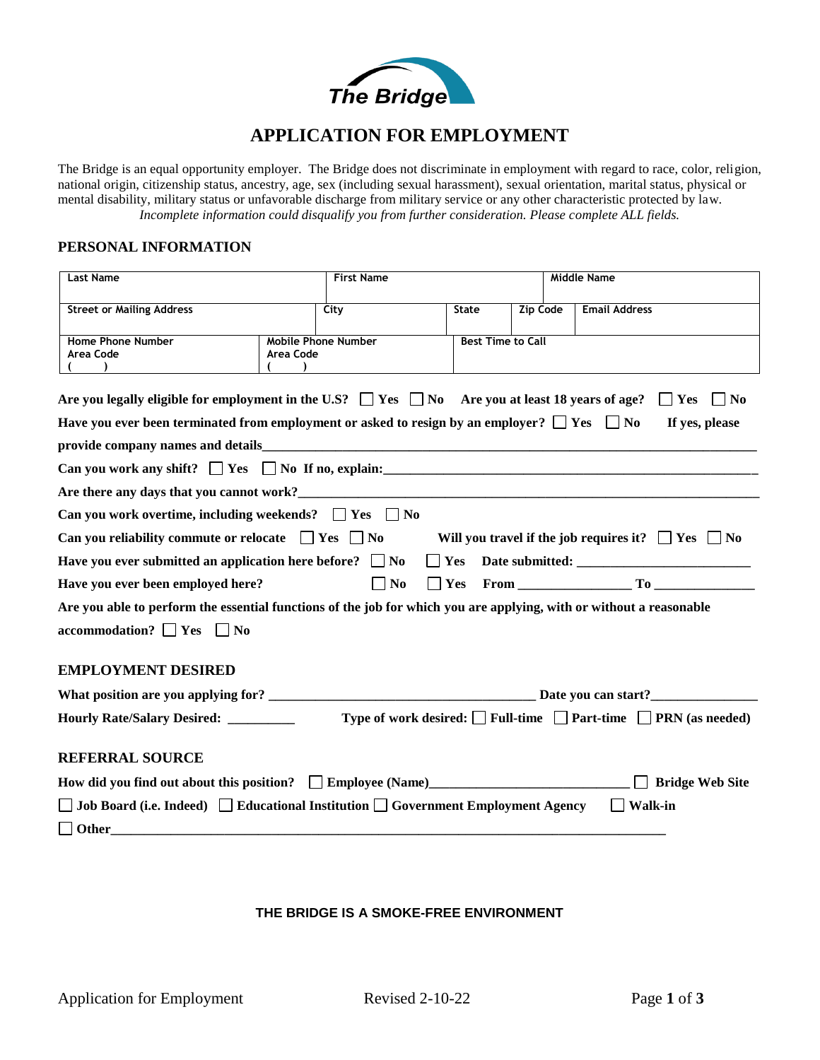The Bridge

# APPLICATION FOR EMPLOYMENT

The Bridge is an equal opportunity employer. The Bridge does not discriminate in employment with regard to race, color, religion, national origin, citizenship status, ancestry, age, sex (including sexual harassment), sexual orientation, marital status, physical or mental disability, military status or unfavorable discharge from military service or any other characteristic protected by law.

*Incomplete information could disqualify you from further consideration. Please complete ALL fields.*

## PERSONAL INFORMATION

| Last Name | | First Name | | Middle Name |
|---|---|---|---|---|
| Street or Mailing Address | City | State | Zip Code | Email Address |
| Home Phone Number Area Code ( ) | Mobile Phone Number Area Code ( ) | Best Time to Call | | |

**Are you legally eligible for employment in the U.S?** ☐ Yes ☐ No **Are you at least 18 years of age?** ☐ Yes ☐ No

**Have you ever been terminated from employment or asked to resign by an employer?** ☐ Yes ☐ No **If yes, please provide company names and details**\_\_\_\_\_\_\_\_\_\_\_\_\_\_\_\_\_\_\_\_\_\_\_\_\_\_\_\_\_\_\_\_\_\_\_\_\_\_\_\_

**Can you work any shift?** ☐ Yes ☐ No **If no, explain:**\_\_\_\_\_\_\_\_\_\_\_\_\_\_\_\_\_\_\_\_\_\_\_\_\_\_\_\_\_\_\_\_\_\_\_\_\_\_\_\_

**Are there any days that you cannot work?**\_\_\_\_\_\_\_\_\_\_\_\_\_\_\_\_\_\_\_\_\_\_\_\_\_\_\_\_\_\_\_\_\_\_\_\_\_\_\_\_

**Can you work overtime, including weekends?** ☐ Yes ☐ No

**Can you reliability commute or relocate** ☐ Yes ☐ No **Will you travel if the job requires it?** ☐ Yes ☐ No

**Have you ever submitted an application here before?** ☐ No ☐ Yes **Date submitted:** \_\_\_\_\_\_\_\_\_\_\_\_\_\_\_\_\_\_\_\_

**Have you ever been employed here?** ☐ No ☐ Yes **From** \_\_\_\_\_\_\_\_\_\_\_\_\_\_\_\_ **To** \_\_\_\_\_\_\_\_\_\_\_\_\_\_\_\_

**Are you able to perform the essential functions of the job for which you are applying, with or without a reasonable accommodation?** ☐ Yes ☐ No

## EMPLOYMENT DESIRED

**What position are you applying for?** \_\_\_\_\_\_\_\_\_\_\_\_\_\_\_\_\_\_\_\_\_\_\_\_\_\_\_\_\_\_\_\_\_\_\_\_\_\_\_\_ **Date you can start?**\_\_\_\_\_\_\_\_\_\_\_\_\_\_\_\_

**Hourly Rate/Salary Desired:** \_\_\_\_\_\_\_\_\_\_ **Type of work desired:** ☐ **Full-time** ☐ **Part-time** ☐ **PRN (as needed)**

## REFERRAL SOURCE

**How did you find out about this position?** ☐ **Employee (Name)**\_\_\_\_\_\_\_\_\_\_\_\_\_\_\_\_\_\_\_\_\_\_\_\_\_\_\_\_\_\_ ☐ **Bridge Web Site**

☐ **Job Board (i.e. Indeed)** ☐ **Educational Institution** ☐ **Government Employment Agency** ☐ **Walk-in**

☐ **Other**\_\_\_\_\_\_\_\_\_\_\_\_\_\_\_\_\_\_\_\_\_\_\_\_\_\_\_\_\_\_\_\_\_\_\_\_\_\_\_\_\_\_\_\_\_\_\_\_\_\_\_\_\_\_\_\_\_\_\_\_\_\_\_\_\_\_\_\_\_\_\_\_\_\_\_\_\_\_\_\_\_\_\_\_

**THE BRIDGE IS A SMOKE-FREE ENVIRONMENT**

Application for Employment Revised 2-10-22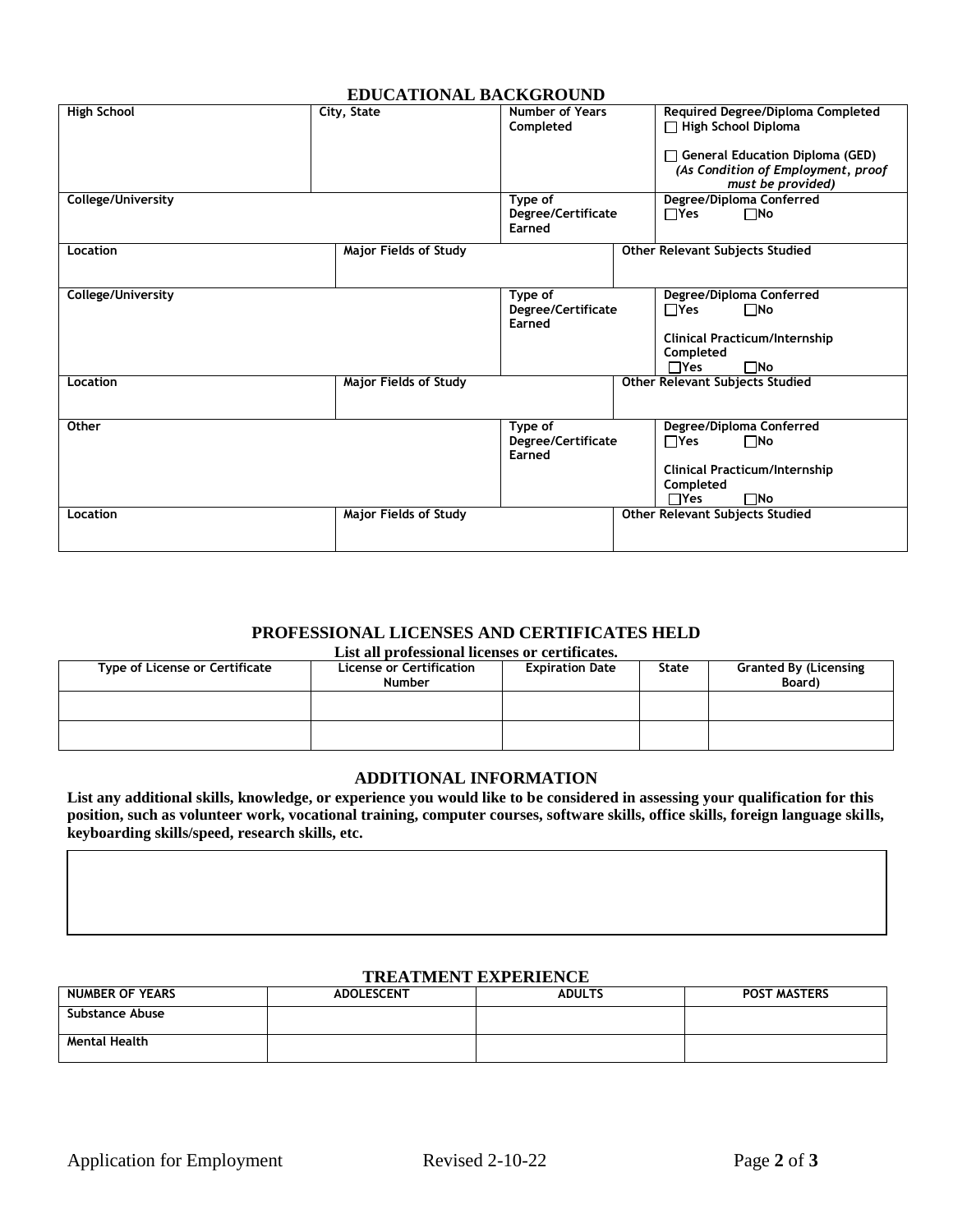## EDUCATIONAL BACKGROUND

| High School | City, State | Number of Years Completed | Required Degree/Diploma Completed<br>☐ High School Diploma<br>☐ General Education Diploma (GED) *(As Condition of Employment, proof must be provided)* |
|---|---|---|---|
| **College/University** | | **Type of Degree/Certificate Earned** | **Degree/Diploma Conferred**<br>☐Yes ☐No |
| **Location** | **Major Fields of Study** | | **Other Relevant Subjects Studied** |
| **College/University** | | **Type of Degree/Certificate Earned** | **Degree/Diploma Conferred**<br>☐Yes ☐No<br>**Clinical Practicum/Internship Completed**<br>☐Yes ☐No |
| **Location** | **Major Fields of Study** | | **Other Relevant Subjects Studied** |
| **Other** | | **Type of Degree/Certificate Earned** | **Degree/Diploma Conferred**<br>☐Yes ☐No<br>**Clinical Practicum/Internship Completed**<br>☐Yes ☐No |
| **Location** | **Major Fields of Study** | | **Other Relevant Subjects Studied** |

## PROFESSIONAL LICENSES AND CERTIFICATES HELD

**List all professional licenses or certificates.**

| Type of License or Certificate | License or Certification Number | Expiration Date | State | Granted By (Licensing Board) |
|---|---|---|---|---|
| | | | | |
| | | | | |

## ADDITIONAL INFORMATION

**List any additional skills, knowledge, or experience you would like to be considered in assessing your qualification for this position, such as volunteer work, vocational training, computer courses, software skills, office skills, foreign language skills, keyboarding skills/speed, research skills, etc.**

## TREATMENT EXPERIENCE

| NUMBER OF YEARS | ADOLESCENT | ADULTS | POST MASTERS |
|---|---|---|---|
| Substance Abuse | | | |
| Mental Health | | | |

Application for Employment Revised 2-10-22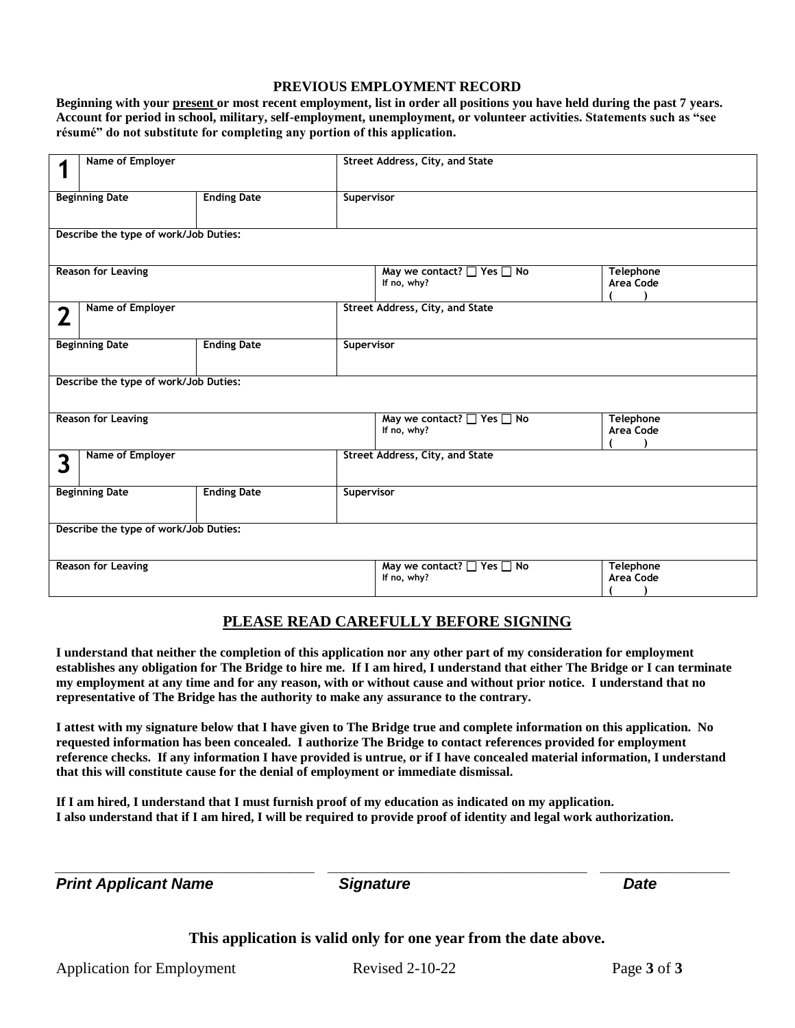## PREVIOUS EMPLOYMENT RECORD

**Beginning with your <u>present</u> or most recent employment, list in order all positions you have held during the past 7 years. Account for period in school, military, self-employment, unemployment, or volunteer activities. Statements such as "see résumé" do not substitute for completing any portion of this application.**

| **1** Name of Employer | | Street Address, City, and State | |
|---|---|---|---|
| Beginning Date | Ending Date | Supervisor | |
| Describe the type of work/Job Duties: | | | |
| Reason for Leaving | | May we contact? ☐ Yes ☐ No<br>If no, why? | Telephone<br>Area Code<br>(     ) |
| **2** Name of Employer | | Street Address, City, and State | |
| Beginning Date | Ending Date | Supervisor | |
| Describe the type of work/Job Duties: | | | |
| Reason for Leaving | | May we contact? ☐ Yes ☐ No<br>If no, why? | Telephone<br>Area Code<br>(     ) |
| **3** Name of Employer | | Street Address, City, and State | |
| Beginning Date | Ending Date | Supervisor | |
| Describe the type of work/Job Duties: | | | |
| Reason for Leaving | | May we contact? ☐ Yes ☐ No<br>If no, why? | Telephone<br>Area Code<br>(     ) |

## PLEASE READ CAREFULLY BEFORE SIGNING

**I understand that neither the completion of this application nor any other part of my consideration for employment establishes any obligation for The Bridge to hire me. If I am hired, I understand that either The Bridge or I can terminate my employment at any time and for any reason, with or without cause and without prior notice. I understand that no representative of The Bridge has the authority to make any assurance to the contrary.**

**I attest with my signature below that I have given to The Bridge true and complete information on this application. No requested information has been concealed. I authorize The Bridge to contact references provided for employment reference checks. If any information I have provided is untrue, or if I have concealed material information, I understand that this will constitute cause for the denial of employment or immediate dismissal.**

**If I am hired, I understand that I must furnish proof of my education as indicated on my application.**
**I also understand that if I am hired, I will be required to provide proof of identity and legal work authorization.**

___________________________ ___________________________ _______________

***Print Applicant Name*** ***Signature*** ***Date***

**This application is valid only for one year from the date above.**

Application for Employment Revised 2-10-22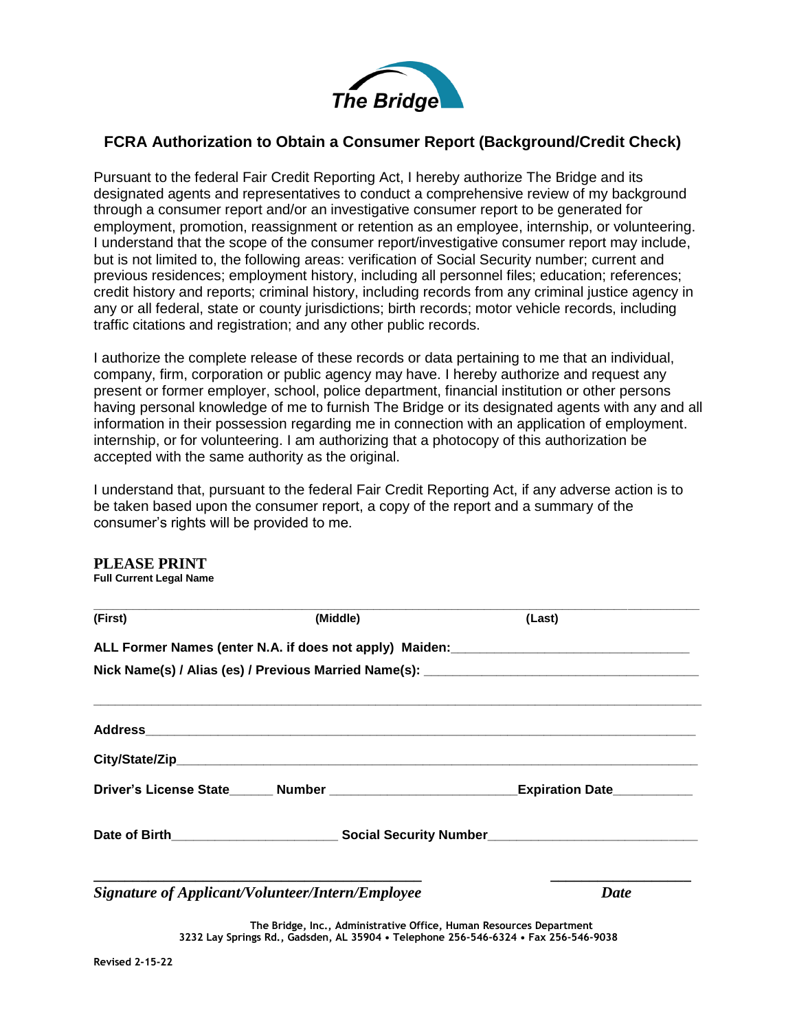The Bridge

## FCRA Authorization to Obtain a Consumer Report (Background/Credit Check)

Pursuant to the federal Fair Credit Reporting Act, I hereby authorize The Bridge and its designated agents and representatives to conduct a comprehensive review of my background through a consumer report and/or an investigative consumer report to be generated for employment, promotion, reassignment or retention as an employee, internship, or volunteering. I understand that the scope of the consumer report/investigative consumer report may include, but is not limited to, the following areas: verification of Social Security number; current and previous residences; employment history, including all personnel files; education; references; credit history and reports; criminal history, including records from any criminal justice agency in any or all federal, state or county jurisdictions; birth records; motor vehicle records, including traffic citations and registration; and any other public records.

I authorize the complete release of these records or data pertaining to me that an individual, company, firm, corporation or public agency may have. I hereby authorize and request any present or former employer, school, police department, financial institution or other persons having personal knowledge of me to furnish The Bridge or its designated agents with any and all information in their possession regarding me in connection with an application of employment. internship, or for volunteering. I am authorizing that a photocopy of this authorization be accepted with the same authority as the original.

I understand that, pursuant to the federal Fair Credit Reporting Act, if any adverse action is to be taken based upon the consumer report, a copy of the report and a summary of the consumer's rights will be provided to me.

**PLEASE PRINT**
**Full Current Legal Name**

_______________________________________________________________________________

**(First)** **(Middle)** **(Last)**

**ALL Former Names (enter N.A. if does not apply) Maiden:**_______________________________

**Nick Name(s) / Alias (es) / Previous Married Name(s):** ___________________________________

_______________________________________________________________________________

**Address**_______________________________________________________________________

**City/State/Zip**___________________________________________________________________

**Driver's License State**______ **Number** ________________________ **Expiration Date**__________

**Date of Birth**______________________ **Social Security Number**___________________________

_____________________________________________ ___________________

***Signature of Applicant/Volunteer/Intern/Employee*** ***Date***

**The Bridge, Inc., Administrative Office, Human Resources Department**
**3232 Lay Springs Rd., Gadsden, AL 35904 • Telephone 256-546-6324 • Fax 256-546-9038**

**Revised 2-15-22**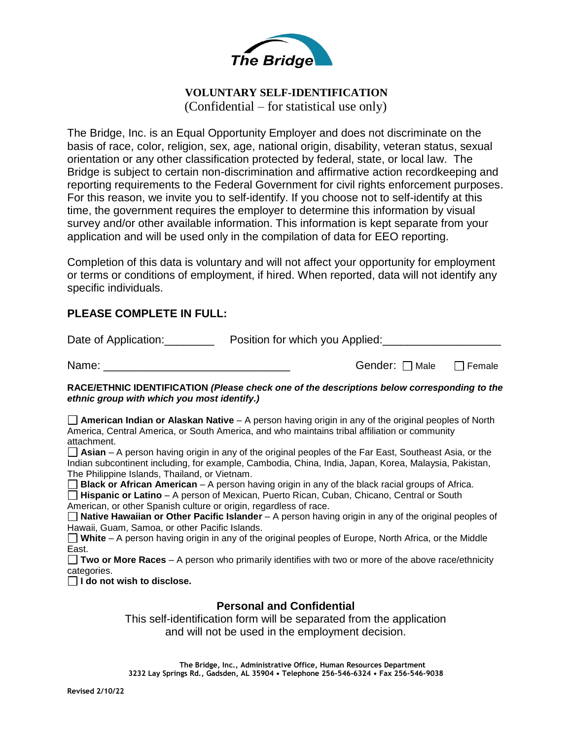The Bridge

# VOLUNTARY SELF-IDENTIFICATION

(Confidential – for statistical use only)

The Bridge, Inc. is an Equal Opportunity Employer and does not discriminate on the basis of race, color, religion, sex, age, national origin, disability, veteran status, sexual orientation or any other classification protected by federal, state, or local law. The Bridge is subject to certain non-discrimination and affirmative action recordkeeping and reporting requirements to the Federal Government for civil rights enforcement purposes. For this reason, we invite you to self-identify. If you choose not to self-identify at this time, the government requires the employer to determine this information by visual survey and/or other available information. This information is kept separate from your application and will be used only in the compilation of data for EEO reporting.

Completion of this data is voluntary and will not affect your opportunity for employment or terms or conditions of employment, if hired. When reported, data will not identify any specific individuals.

## PLEASE COMPLETE IN FULL:

Date of Application:________ Position for which you Applied:___________________

Name: _____________________________ Gender: ☐ Male ☐ Female

**RACE/ETHNIC IDENTIFICATION** ***(Please check one of the descriptions below corresponding to the ethnic group with which you most identify.)***

☐ **American Indian or Alaskan Native** – A person having origin in any of the original peoples of North America, Central America, or South America, and who maintains tribal affiliation or community attachment.

☐ **Asian** – A person having origin in any of the original peoples of the Far East, Southeast Asia, or the Indian subcontinent including, for example, Cambodia, China, India, Japan, Korea, Malaysia, Pakistan, The Philippine Islands, Thailand, or Vietnam.

☐ **Black or African American** – A person having origin in any of the black racial groups of Africa.

☐ **Hispanic or Latino** – A person of Mexican, Puerto Rican, Cuban, Chicano, Central or South American, or other Spanish culture or origin, regardless of race.

☐ **Native Hawaiian or Other Pacific Islander** – A person having origin in any of the original peoples of Hawaii, Guam, Samoa, or other Pacific Islands.

☐ **White** – A person having origin in any of the original peoples of Europe, North Africa, or the Middle East.

☐ **Two or More Races** – A person who primarily identifies with two or more of the above race/ethnicity categories.

☐ **I do not wish to disclose.**

### Personal and Confidential

This self-identification form will be separated from the application and will not be used in the employment decision.

**The Bridge, Inc., Administrative Office, Human Resources Department**
**3232 Lay Springs Rd., Gadsden, AL 35904 • Telephone 256-546-6324 • Fax 256-546-9038**

**Revised 2/10/22**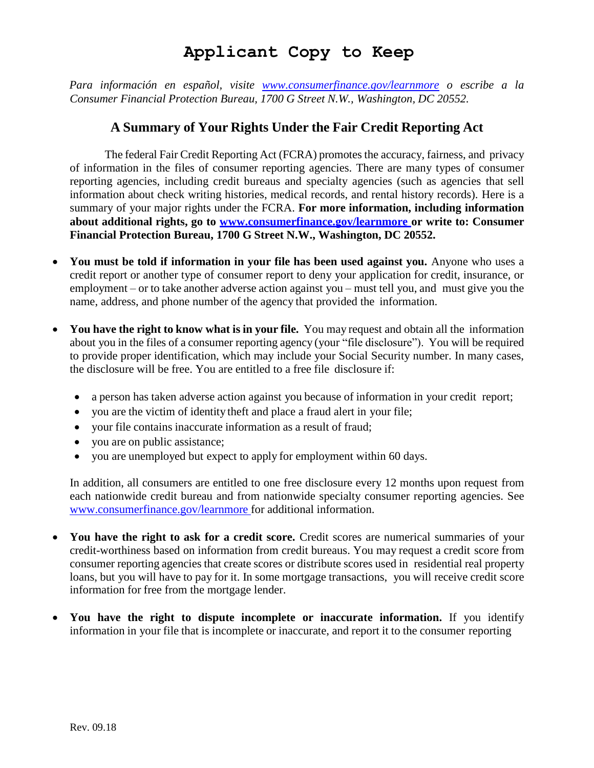# Applicant Copy to Keep

*Para información en español, visite [www.consumerfinance.gov/learnmore](www.consumerfinance.gov/learnmore) o escribe a la Consumer Financial Protection Bureau, 1700 G Street N.W., Washington, DC 20552.*

## A Summary of Your Rights Under the Fair Credit Reporting Act

The federal Fair Credit Reporting Act (FCRA) promotes the accuracy, fairness, and privacy of information in the files of consumer reporting agencies. There are many types of consumer reporting agencies, including credit bureaus and specialty agencies (such as agencies that sell information about check writing histories, medical records, and rental history records). Here is a summary of your major rights under the FCRA. **For more information, including information about additional rights, go to [www.consumerfinance.gov/learnmore](www.consumerfinance.gov/learnmore) or write to: Consumer Financial Protection Bureau, 1700 G Street N.W., Washington, DC 20552.**

- **You must be told if information in your file has been used against you.** Anyone who uses a credit report or another type of consumer report to deny your application for credit, insurance, or employment – or to take another adverse action against you – must tell you, and must give you the name, address, and phone number of the agency that provided the information.

- **You have the right to know what is in your file.** You may request and obtain all the information about you in the files of a consumer reporting agency (your "file disclosure"). You will be required to provide proper identification, which may include your Social Security number. In many cases, the disclosure will be free. You are entitled to a free file disclosure if:

  - a person has taken adverse action against you because of information in your credit report;
  - you are the victim of identity theft and place a fraud alert in your file;
  - your file contains inaccurate information as a result of fraud;
  - you are on public assistance;
  - you are unemployed but expect to apply for employment within 60 days.

  In addition, all consumers are entitled to one free disclosure every 12 months upon request from each nationwide credit bureau and from nationwide specialty consumer reporting agencies. See [www.consumerfinance.gov/learnmore](www.consumerfinance.gov/learnmore) for additional information.

- **You have the right to ask for a credit score.** Credit scores are numerical summaries of your credit-worthiness based on information from credit bureaus. You may request a credit score from consumer reporting agencies that create scores or distribute scores used in residential real property loans, but you will have to pay for it. In some mortgage transactions, you will receive credit score information for free from the mortgage lender.

- **You have the right to dispute incomplete or inaccurate information.** If you identify information in your file that is incomplete or inaccurate, and report it to the consumer reporting

Rev. 09.18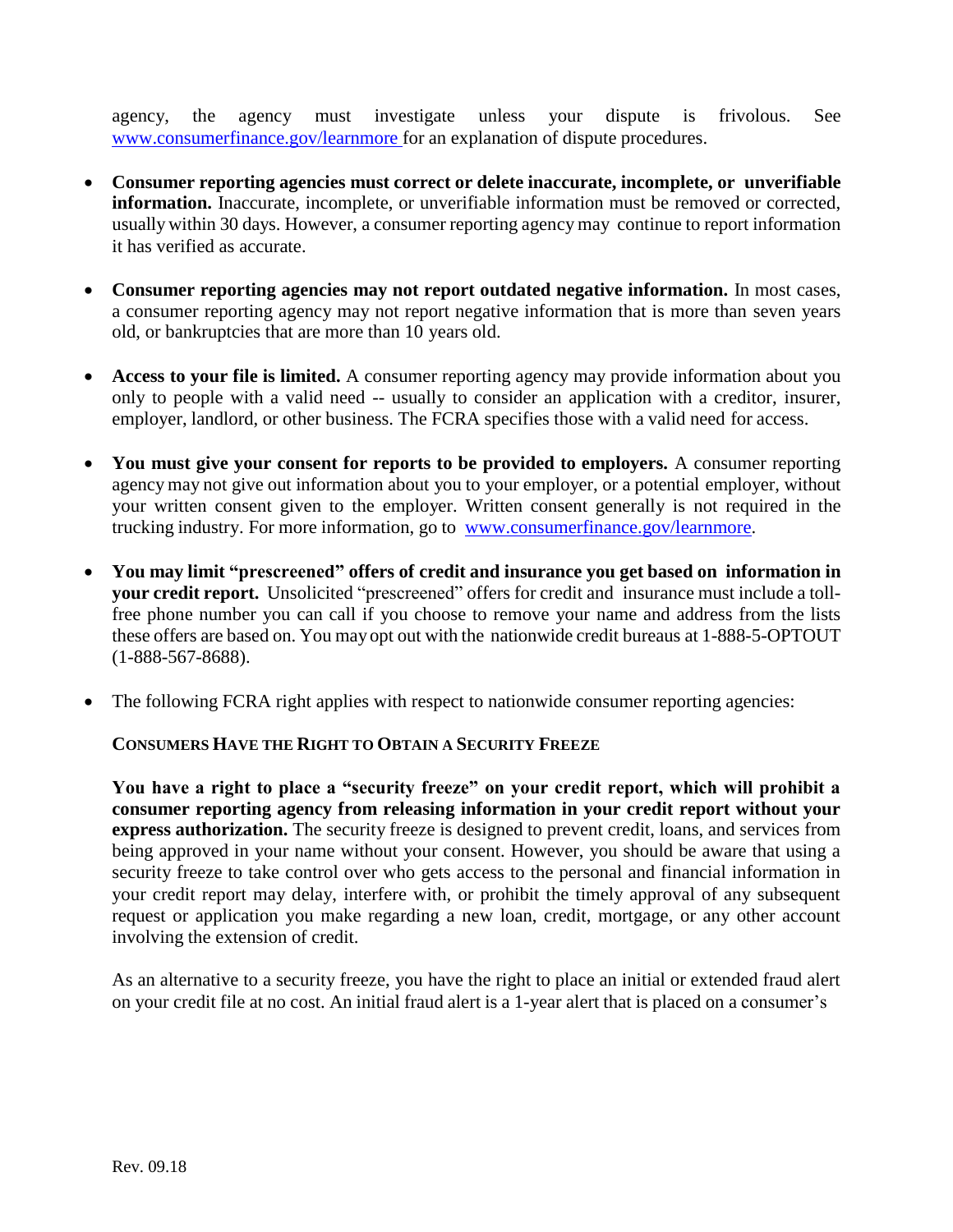agency, the agency must investigate unless your dispute is frivolous. See [www.consumerfinance.gov/learnmore](http://www.consumerfinance.gov/learnmore) for an explanation of dispute procedures.

- **Consumer reporting agencies must correct or delete inaccurate, incomplete, or unverifiable information.** Inaccurate, incomplete, or unverifiable information must be removed or corrected, usually within 30 days. However, a consumer reporting agency may continue to report information it has verified as accurate.

- **Consumer reporting agencies may not report outdated negative information.** In most cases, a consumer reporting agency may not report negative information that is more than seven years old, or bankruptcies that are more than 10 years old.

- **Access to your file is limited.** A consumer reporting agency may provide information about you only to people with a valid need -- usually to consider an application with a creditor, insurer, employer, landlord, or other business. The FCRA specifies those with a valid need for access.

- **You must give your consent for reports to be provided to employers.** A consumer reporting agency may not give out information about you to your employer, or a potential employer, without your written consent given to the employer. Written consent generally is not required in the trucking industry. For more information, go to [www.consumerfinance.gov/learnmore](http://www.consumerfinance.gov/learnmore).

- **You may limit "prescreened" offers of credit and insurance you get based on information in your credit report.** Unsolicited "prescreened" offers for credit and insurance must include a toll-free phone number you can call if you choose to remove your name and address from the lists these offers are based on. You may opt out with the nationwide credit bureaus at 1-888-5-OPTOUT (1-888-567-8688).

- The following FCRA right applies with respect to nationwide consumer reporting agencies:

  **CONSUMERS HAVE THE RIGHT TO OBTAIN A SECURITY FREEZE**

  **You have a right to place a "security freeze" on your credit report, which will prohibit a consumer reporting agency from releasing information in your credit report without your express authorization.** The security freeze is designed to prevent credit, loans, and services from being approved in your name without your consent. However, you should be aware that using a security freeze to take control over who gets access to the personal and financial information in your credit report may delay, interfere with, or prohibit the timely approval of any subsequent request or application you make regarding a new loan, credit, mortgage, or any other account involving the extension of credit.

  As an alternative to a security freeze, you have the right to place an initial or extended fraud alert on your credit file at no cost. An initial fraud alert is a 1-year alert that is placed on a consumer's

Rev. 09.18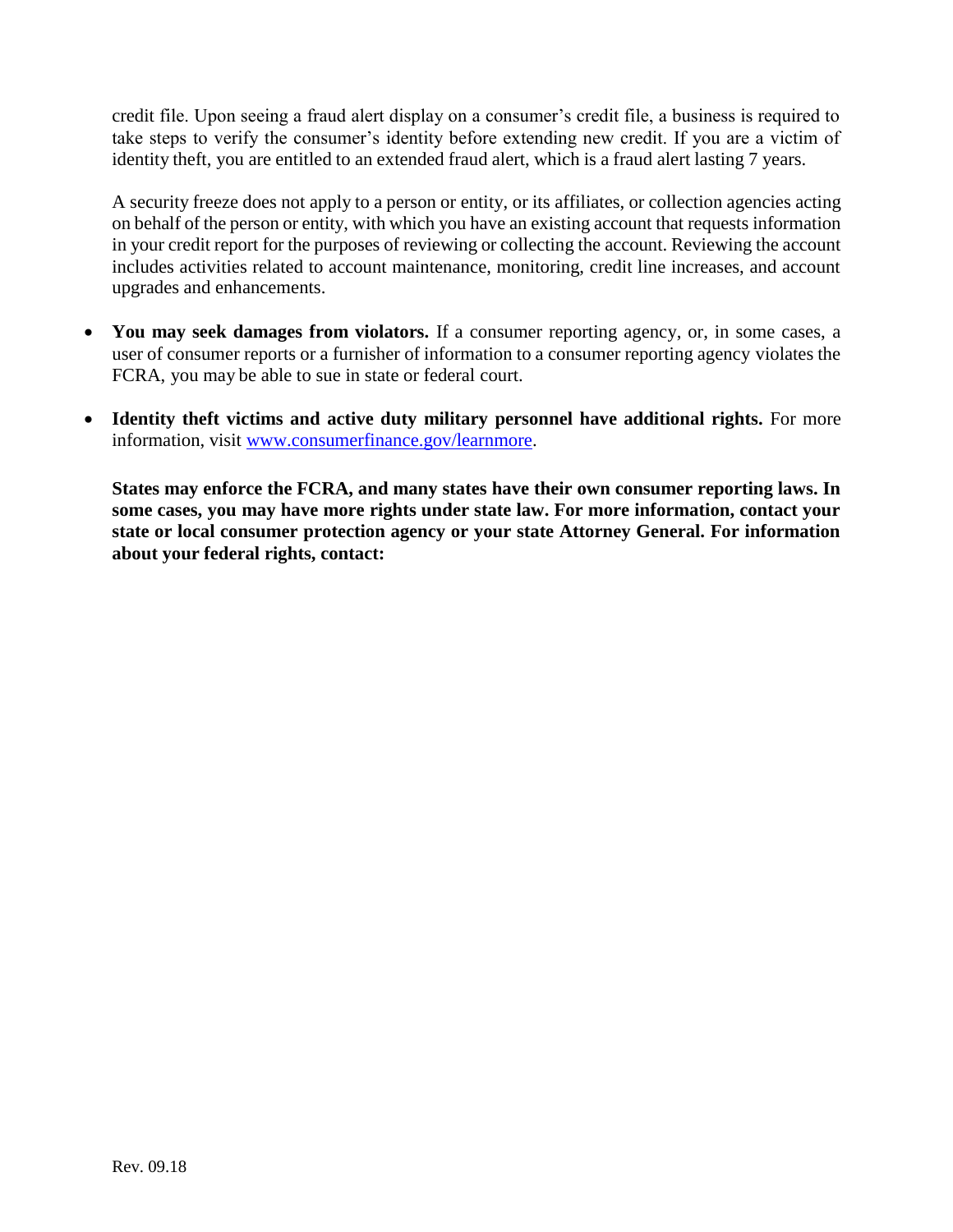credit file. Upon seeing a fraud alert display on a consumer's credit file, a business is required to take steps to verify the consumer's identity before extending new credit. If you are a victim of identity theft, you are entitled to an extended fraud alert, which is a fraud alert lasting 7 years.

A security freeze does not apply to a person or entity, or its affiliates, or collection agencies acting on behalf of the person or entity, with which you have an existing account that requests information in your credit report for the purposes of reviewing or collecting the account. Reviewing the account includes activities related to account maintenance, monitoring, credit line increases, and account upgrades and enhancements.

- **You may seek damages from violators.** If a consumer reporting agency, or, in some cases, a user of consumer reports or a furnisher of information to a consumer reporting agency violates the FCRA, you may be able to sue in state or federal court.
- **Identity theft victims and active duty military personnel have additional rights.** For more information, visit [www.consumerfinance.gov/learnmore](www.consumerfinance.gov/learnmore).

**States may enforce the FCRA, and many states have their own consumer reporting laws. In some cases, you may have more rights under state law. For more information, contact your state or local consumer protection agency or your state Attorney General. For information about your federal rights, contact:**

Rev. 09.18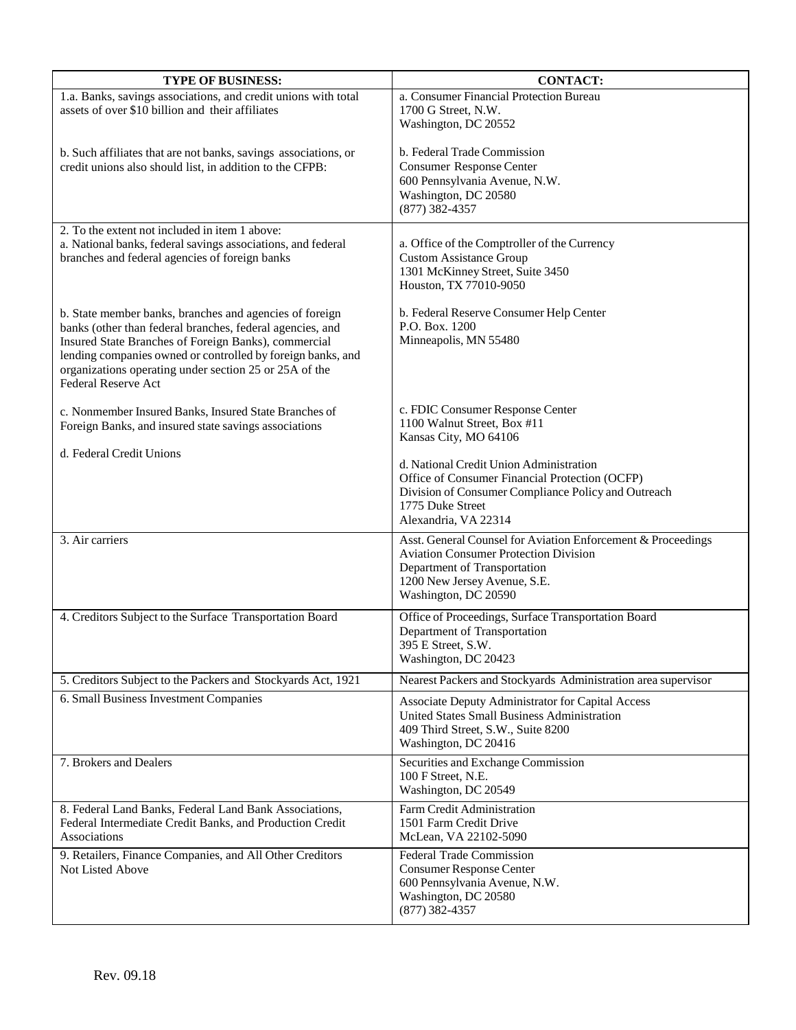| TYPE OF BUSINESS: | CONTACT: |
| --- | --- |
| 1.a. Banks, savings associations, and credit unions with total assets of over $10 billion and their affiliates<br><br>b. Such affiliates that are not banks, savings associations, or credit unions also should list, in addition to the CFPB: | a. Consumer Financial Protection Bureau<br>1700 G Street, N.W.<br>Washington, DC 20552<br><br>b. Federal Trade Commission<br>Consumer Response Center<br>600 Pennsylvania Avenue, N.W.<br>Washington, DC 20580<br>(877) 382-4357 |
| 2. To the extent not included in item 1 above:<br>a. National banks, federal savings associations, and federal branches and federal agencies of foreign banks<br><br>b. State member banks, branches and agencies of foreign banks (other than federal branches, federal agencies, and Insured State Branches of Foreign Banks), commercial lending companies owned or controlled by foreign banks, and organizations operating under section 25 or 25A of the Federal Reserve Act<br><br>c. Nonmember Insured Banks, Insured State Branches of Foreign Banks, and insured state savings associations<br><br>d. Federal Credit Unions | a. Office of the Comptroller of the Currency<br>Custom Assistance Group<br>1301 McKinney Street, Suite 3450<br>Houston, TX 77010-9050<br><br>b. Federal Reserve Consumer Help Center<br>P.O. Box. 1200<br>Minneapolis, MN 55480<br><br>c. FDIC Consumer Response Center<br>1100 Walnut Street, Box #11<br>Kansas City, MO 64106<br><br>d. National Credit Union Administration<br>Office of Consumer Financial Protection (OCFP)<br>Division of Consumer Compliance Policy and Outreach<br>1775 Duke Street<br>Alexandria, VA 22314 |
| 3. Air carriers | Asst. General Counsel for Aviation Enforcement & Proceedings<br>Aviation Consumer Protection Division<br>Department of Transportation<br>1200 New Jersey Avenue, S.E.<br>Washington, DC 20590 |
| 4. Creditors Subject to the Surface Transportation Board | Office of Proceedings, Surface Transportation Board<br>Department of Transportation<br>395 E Street, S.W.<br>Washington, DC 20423 |
| 5. Creditors Subject to the Packers and Stockyards Act, 1921 | Nearest Packers and Stockyards Administration area supervisor |
| 6. Small Business Investment Companies | Associate Deputy Administrator for Capital Access<br>United States Small Business Administration<br>409 Third Street, S.W., Suite 8200<br>Washington, DC 20416 |
| 7. Brokers and Dealers | Securities and Exchange Commission<br>100 F Street, N.E.<br>Washington, DC 20549 |
| 8. Federal Land Banks, Federal Land Bank Associations, Federal Intermediate Credit Banks, and Production Credit Associations | Farm Credit Administration<br>1501 Farm Credit Drive<br>McLean, VA 22102-5090 |
| 9. Retailers, Finance Companies, and All Other Creditors Not Listed Above | Federal Trade Commission<br>Consumer Response Center<br>600 Pennsylvania Avenue, N.W.<br>Washington, DC 20580<br>(877) 382-4357 |

Rev. 09.18